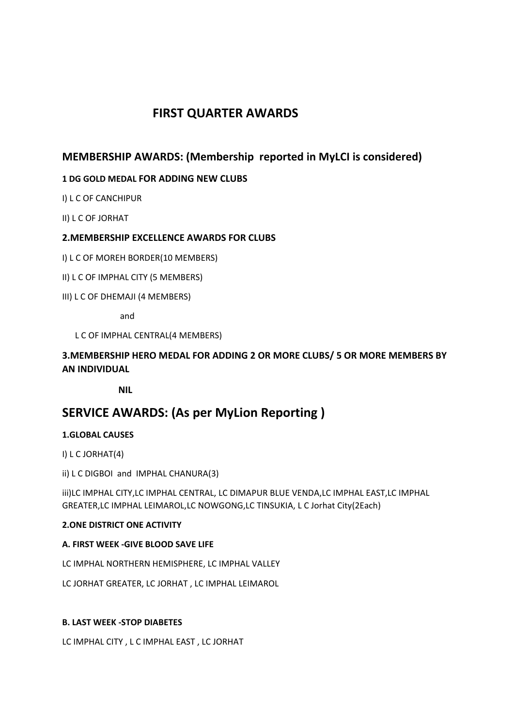# FIRST QUARTER AWARDS

## MEMBERSHIP AWARDS: (Membership reported in MyLCI is considered)

**1 DG GOLD MEDAL FOR ADDING NEW CLUBS**

I) L C OF CANCHIPUR

II) L C OF JORHAT

**2.MEMBERSHIP EXCELLENCE AWARDS FOR CLUBS**

I) L C OF MOREH BORDER(10 MEMBERS)

II) L C OF IMPHAL CITY (5 MEMBERS)

III) L C OF DHEMAJI (4 MEMBERS)

and

L C OF IMPHAL CENTRAL(4 MEMBERS)

**3.MEMBERSHIP HERO MEDAL FOR ADDING 2 OR MORE CLUBS/ 5 OR MORE MEMBERS BY AN INDIVIDUAL**

**NIL**

## SERVICE AWARDS: (As per MyLion Reporting )

**1.GLOBAL CAUSES**

I) L C JORHAT(4)

ii) L C DIGBOI and IMPHAL CHANURA(3)

iii)LC IMPHAL CITY,LC IMPHAL CENTRAL, LC DIMAPUR BLUE VENDA,LC IMPHAL EAST,LC IMPHAL GREATER,LC IMPHAL LEIMAROL,LC NOWGONG,LC TINSUKIA, L C Jorhat City(2Each)

**2.ONE DISTRICT ONE ACTIVITY**

**A. FIRST WEEK -GIVE BLOOD SAVE LIFE**

LC IMPHAL NORTHERN HEMISPHERE, LC IMPHAL VALLEY

LC JORHAT GREATER, LC JORHAT , LC IMPHAL LEIMAROL

**B. LAST WEEK -STOP DIABETES**

LC IMPHAL CITY , L C IMPHAL EAST , LC JORHAT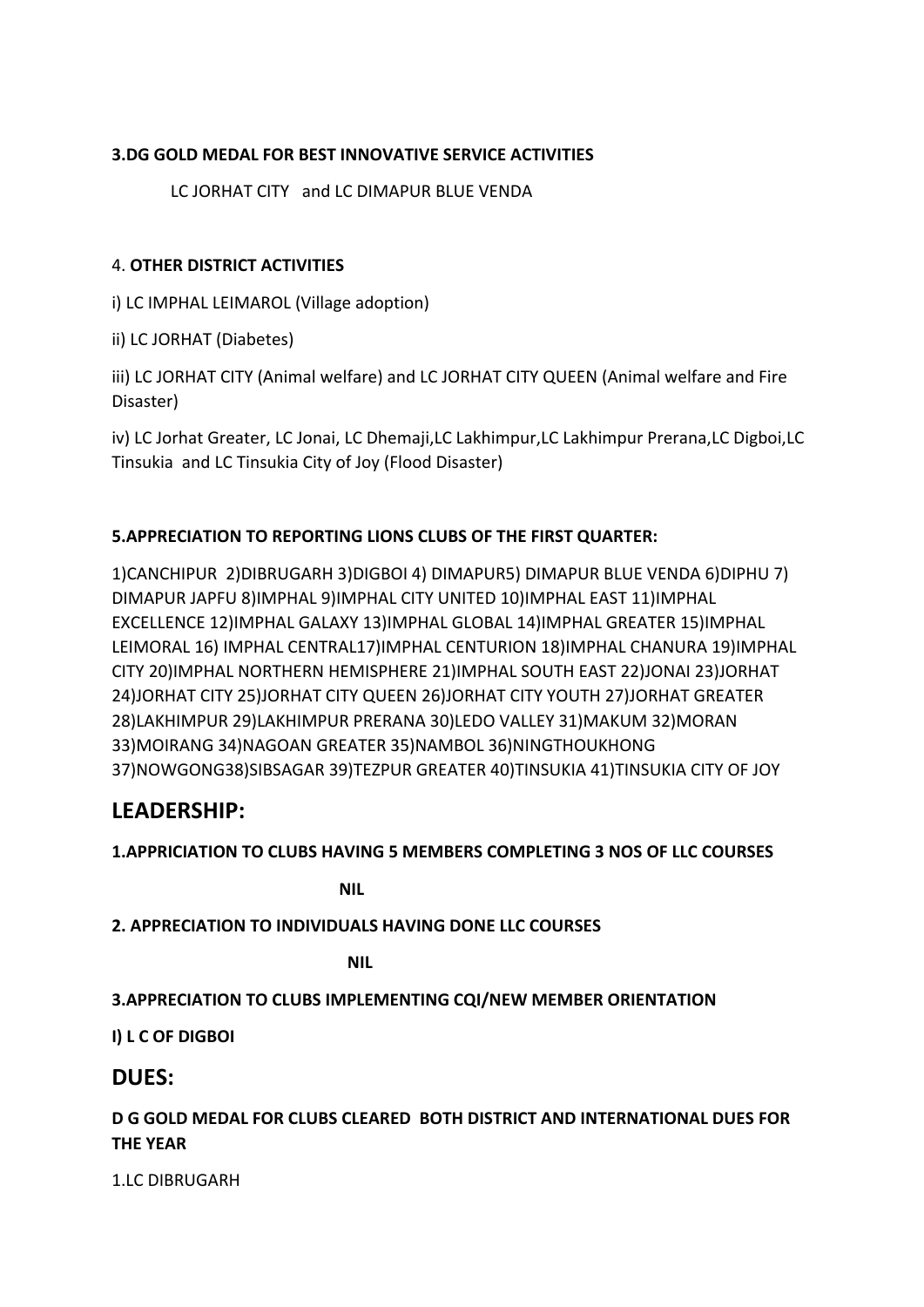**3.DG GOLD MEDAL FOR BEST INNOVATIVE SERVICE ACTIVITIES**

LC JORHAT CITY and LC DIMAPUR BLUE VENDA

4. **OTHER DISTRICT ACTIVITIES**

i) LC IMPHAL LEIMAROL (Village adoption)

ii) LC JORHAT (Diabetes)

iii) LC JORHAT CITY (Animal welfare) and LC JORHAT CITY QUEEN (Animal welfare and Fire Disaster)

iv) LC Jorhat Greater, LC Jonai, LC Dhemaji,LC Lakhimpur,LC Lakhimpur Prerana,LC Digboi,LC Tinsukia and LC Tinsukia City of Joy (Flood Disaster)

**5.APPRECIATION TO REPORTING LIONS CLUBS OF THE FIRST QUARTER:**

1)CANCHIPUR 2)DIBRUGARH 3)DIGBOI 4) DIMAPUR5) DIMAPUR BLUE VENDA 6)DIPHU 7) DIMAPUR JAPFU 8)IMPHAL 9)IMPHAL CITY UNITED 10)IMPHAL EAST 11)IMPHAL EXCELLENCE 12)IMPHAL GALAXY 13)IMPHAL GLOBAL 14)IMPHAL GREATER 15)IMPHAL LEIMORAL 16) IMPHAL CENTRAL17)IMPHAL CENTURION 18)IMPHAL CHANURA 19)IMPHAL CITY 20)IMPHAL NORTHERN HEMISPHERE 21)IMPHAL SOUTH EAST 22)JONAI 23)JORHAT 24)JORHAT CITY 25)JORHAT CITY QUEEN 26)JORHAT CITY YOUTH 27)JORHAT GREATER 28)LAKHIMPUR 29)LAKHIMPUR PRERANA 30)LEDO VALLEY 31)MAKUM 32)MORAN 33)MOIRANG 34)NAGOAN GREATER 35)NAMBOL 36)NINGTHOUKHONG 37)NOWGONG38)SIBSAGAR 39)TEZPUR GREATER 40)TINSUKIA 41)TINSUKIA CITY OF JOY

## LEADERSHIP:

**1.APPRICIATION TO CLUBS HAVING 5 MEMBERS COMPLETING 3 NOS OF LLC COURSES**

**NIL**

**2. APPRECIATION TO INDIVIDUALS HAVING DONE LLC COURSES**

**NIL**

**3.APPRECIATION TO CLUBS IMPLEMENTING CQI/NEW MEMBER ORIENTATION**

**I) L C OF DIGBOI**

## DUES:

### D G GOLD MEDAL FOR CLUBS CLEARED BOTH DISTRICT AND INTERNATIONAL DUES FOR THE YEAR

1.LC DIBRUGARH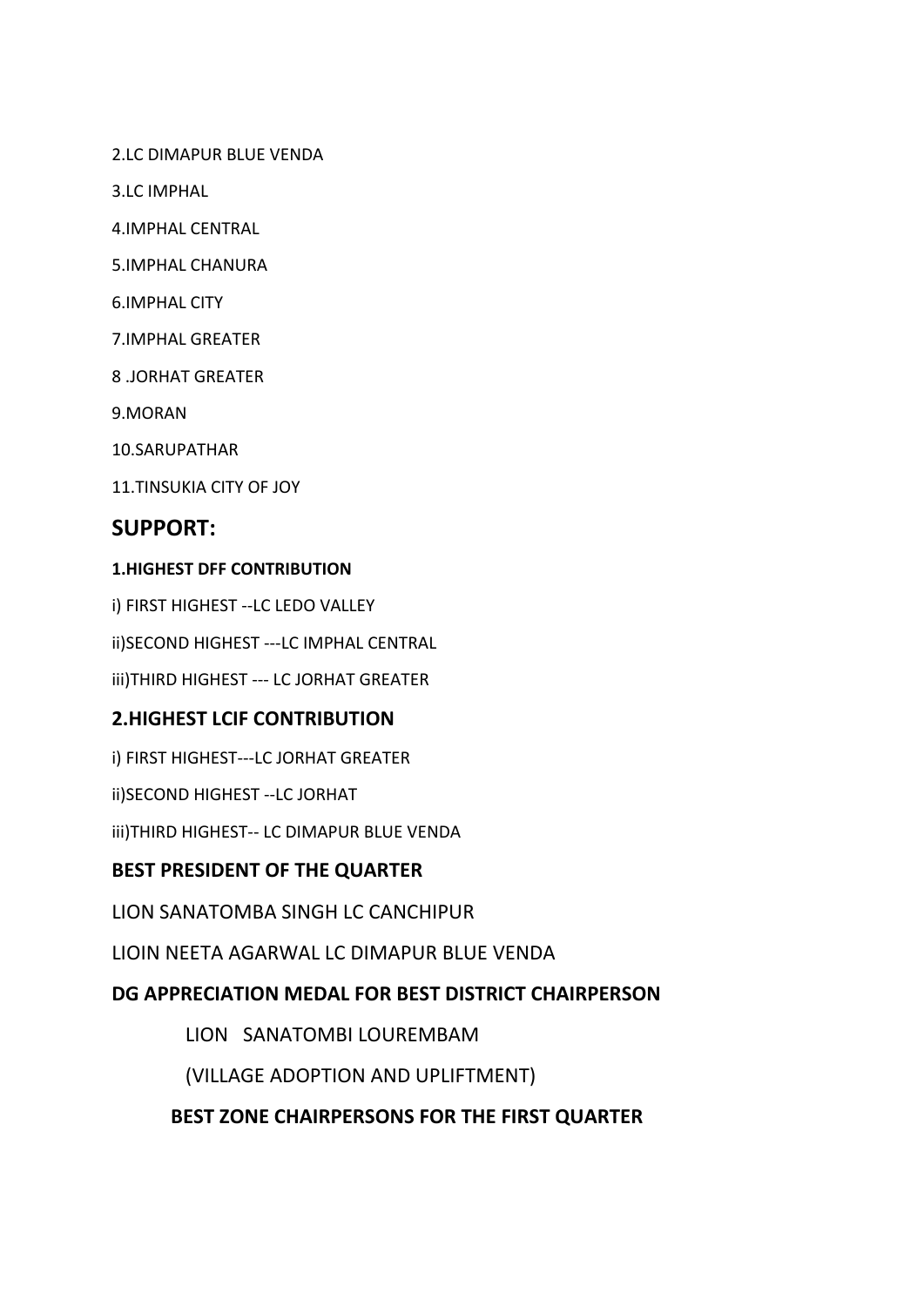2.LC DIMAPUR BLUE VENDA

3.LC IMPHAL

4.IMPHAL CENTRAL

5.IMPHAL CHANURA

6.IMPHAL CITY

7.IMPHAL GREATER

8 .JORHAT GREATER

9.MORAN

10.SARUPATHAR

11.TINSUKIA CITY OF JOY

## SUPPORT:

#### 1.HIGHEST DFF CONTRIBUTION

i) FIRST HIGHEST --LC LEDO VALLEY

ii)SECOND HIGHEST ---LC IMPHAL CENTRAL

iii)THIRD HIGHEST --- LC JORHAT GREATER

### 2.HIGHEST LCIF CONTRIBUTION

i) FIRST HIGHEST---LC JORHAT GREATER

ii)SECOND HIGHEST --LC JORHAT

iii)THIRD HIGHEST-- LC DIMAPUR BLUE VENDA

### BEST PRESIDENT OF THE QUARTER

LION SANATOMBA SINGH LC CANCHIPUR

LIOIN NEETA AGARWAL LC DIMAPUR BLUE VENDA

### DG APPRECIATION MEDAL FOR BEST DISTRICT CHAIRPERSON

LION SANATOMBI LOUREMBAM

(VILLAGE ADOPTION AND UPLIFTMENT)

### BEST ZONE CHAIRPERSONS FOR THE FIRST QUARTER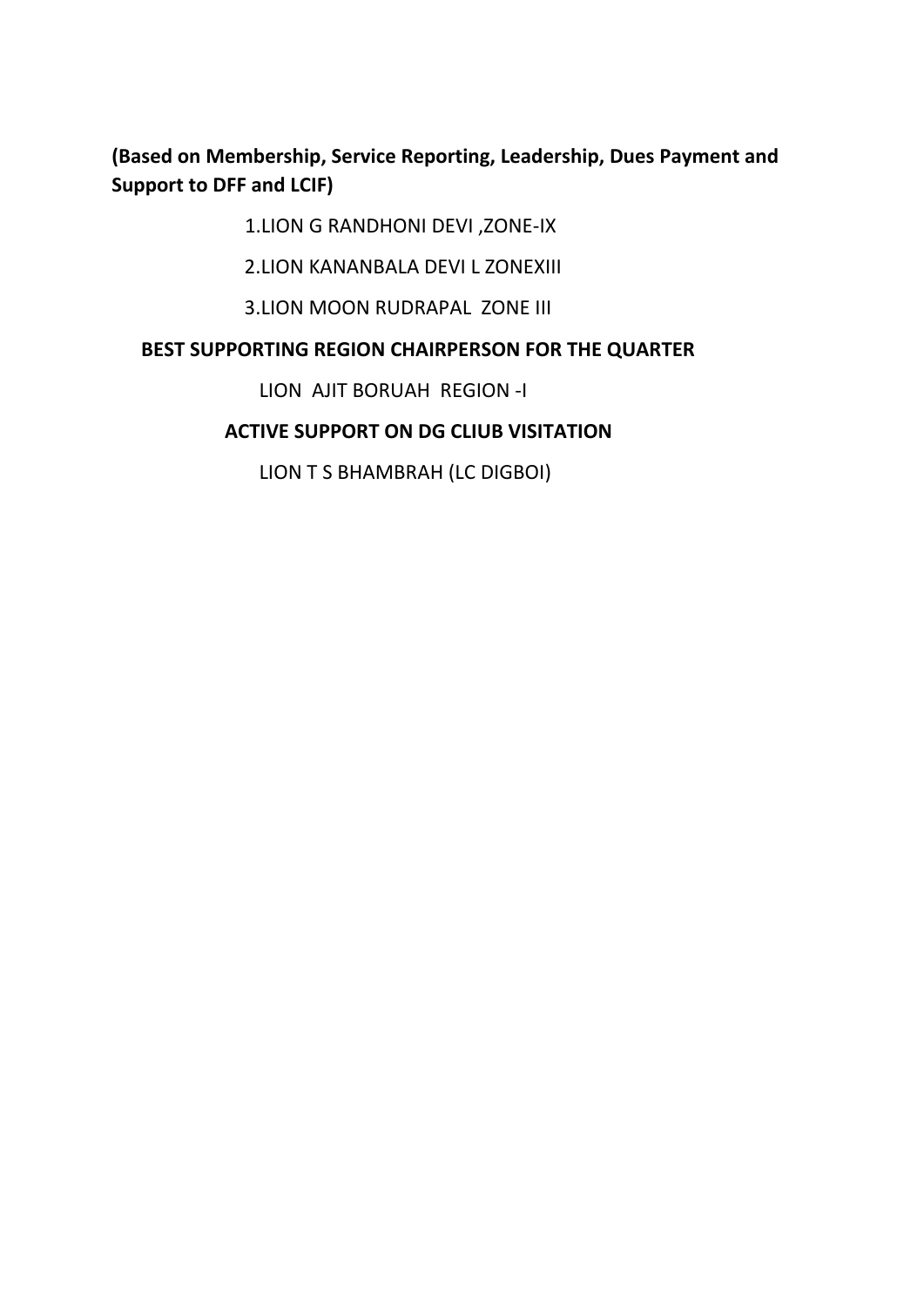**(Based on Membership, Service Reporting, Leadership, Dues Payment and Support to DFF and LCIF)**

1.LION G RANDHONI DEVI ,ZONE-IX

2.LION KANANBALA DEVI L ZONEXIII

3.LION MOON RUDRAPAL ZONE III

**BEST SUPPORTING REGION CHAIRPERSON FOR THE QUARTER**

LION AJIT BORUAH REGION -I

**ACTIVE SUPPORT ON DG CLIUB VISITATION**

LION T S BHAMBRAH (LC DIGBOI)